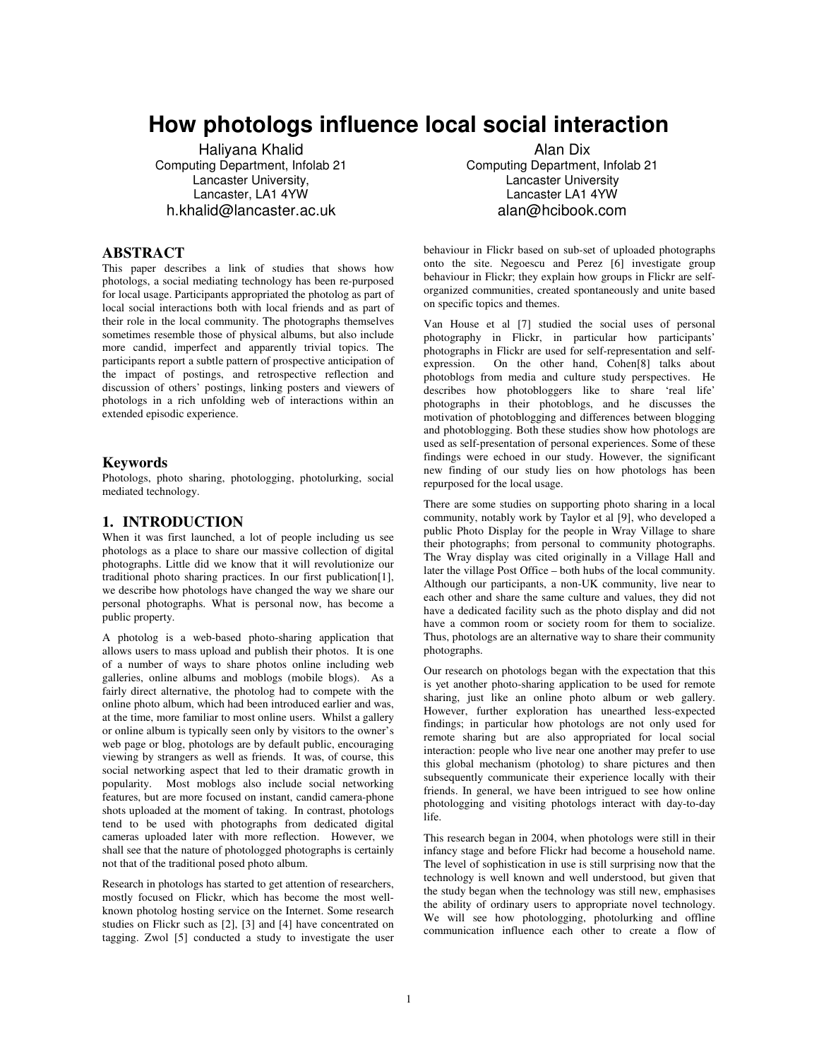# How photologs influence local social interaction

Haliyana Khalid
Computing Department, Infolab 21
Lancaster University,
Lancaster, LA1 4YW
h.khalid@lancaster.ac.uk

Alan Dix
Computing Department, Infolab 21
Lancaster University
Lancaster LA1 4YW
alan@hcibook.com

## ABSTRACT

This paper describes a link of studies that shows how photologs, a social mediating technology has been re-purposed for local usage. Participants appropriated the photolog as part of local social interactions both with local friends and as part of their role in the local community. The photographs themselves sometimes resemble those of physical albums, but also include more candid, imperfect and apparently trivial topics. The participants report a subtle pattern of prospective anticipation of the impact of postings, and retrospective reflection and discussion of others' postings, linking posters and viewers of photologs in a rich unfolding web of interactions within an extended episodic experience.

### Keywords

Photologs, photo sharing, photologging, photolurking, social mediated technology.

## 1. INTRODUCTION

When it was first launched, a lot of people including us see photologs as a place to share our massive collection of digital photographs. Little did we know that it will revolutionize our traditional photo sharing practices. In our first publication[1], we describe how photologs have changed the way we share our personal photographs. What is personal now, has become a public property.

A photolog is a web-based photo-sharing application that allows users to mass upload and publish their photos. It is one of a number of ways to share photos online including web galleries, online albums and moblogs (mobile blogs). As a fairly direct alternative, the photolog had to compete with the online photo album, which had been introduced earlier and was, at the time, more familiar to most online users. Whilst a gallery or online album is typically seen only by visitors to the owner's web page or blog, photologs are by default public, encouraging viewing by strangers as well as friends. It was, of course, this social networking aspect that led to their dramatic growth in popularity. Most moblogs also include social networking features, but are more focused on instant, candid camera-phone shots uploaded at the moment of taking. In contrast, photologs tend to be used with photographs from dedicated digital cameras uploaded later with more reflection. However, we shall see that the nature of photologged photographs is certainly not that of the traditional posed photo album.

Research in photologs has started to get attention of researchers, mostly focused on Flickr, which has become the most well-known photolog hosting service on the Internet. Some research studies on Flickr such as [2], [3] and [4] have concentrated on tagging. Zwol [5] conducted a study to investigate the user behaviour in Flickr based on sub-set of uploaded photographs onto the site. Negoescu and Perez [6] investigate group behaviour in Flickr; they explain how groups in Flickr are self-organized communities, created spontaneously and unite based on specific topics and themes.

Van House et al [7] studied the social uses of personal photography in Flickr, in particular how participants' photographs in Flickr are used for self-representation and self-expression. On the other hand, Cohen[8] talks about photoblogs from media and culture study perspectives. He describes how photobloggers like to share 'real life' photographs in their photoblogs, and he discusses the motivation of photoblogging and differences between blogging and photoblogging. Both these studies show how photologs are used as self-presentation of personal experiences. Some of these findings were echoed in our study. However, the significant new finding of our study lies on how photologs has been repurposed for the local usage.

There are some studies on supporting photo sharing in a local community, notably work by Taylor et al [9], who developed a public Photo Display for the people in Wray Village to share their photographs; from personal to community photographs. The Wray display was cited originally in a Village Hall and later the village Post Office – both hubs of the local community. Although our participants, a non-UK community, live near to each other and share the same culture and values, they did not have a dedicated facility such as the photo display and did not have a common room or society room for them to socialize. Thus, photologs are an alternative way to share their community photographs.

Our research on photologs began with the expectation that this is yet another photo-sharing application to be used for remote sharing, just like an online photo album or web gallery. However, further exploration has unearthed less-expected findings; in particular how photologs are not only used for remote sharing but are also appropriated for local social interaction: people who live near one another may prefer to use this global mechanism (photolog) to share pictures and then subsequently communicate their experience locally with their friends. In general, we have been intrigued to see how online photologging and visiting photologs interact with day-to-day life.

This research began in 2004, when photologs were still in their infancy stage and before Flickr had become a household name. The level of sophistication in use is still surprising now that the technology is well known and well understood, but given that the study began when the technology was still new, emphasises the ability of ordinary users to appropriate novel technology. We will see how photologging, photolurking and offline communication influence each other to create a flow of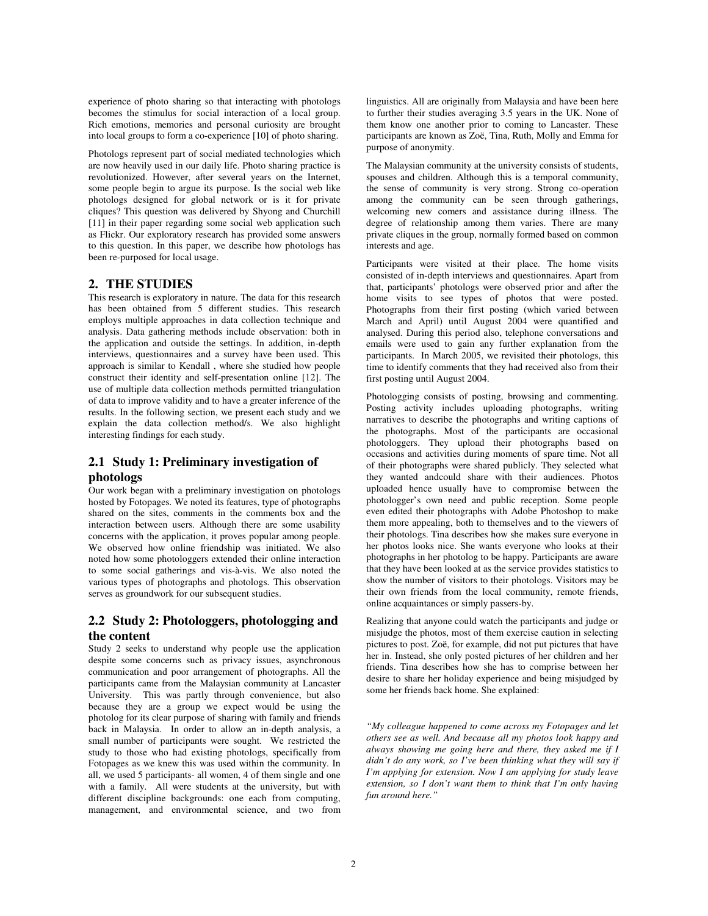experience of photo sharing so that interacting with photologs becomes the stimulus for social interaction of a local group. Rich emotions, memories and personal curiosity are brought into local groups to form a co-experience [10] of photo sharing.

Photologs represent part of social mediated technologies which are now heavily used in our daily life. Photo sharing practice is revolutionized. However, after several years on the Internet, some people begin to argue its purpose. Is the social web like photologs designed for global network or is it for private cliques? This question was delivered by Shyong and Churchill [11] in their paper regarding some social web application such as Flickr. Our exploratory research has provided some answers to this question. In this paper, we describe how photologs has been re-purposed for local usage.

## 2. THE STUDIES

This research is exploratory in nature. The data for this research has been obtained from 5 different studies. This research employs multiple approaches in data collection technique and analysis. Data gathering methods include observation: both in the application and outside the settings. In addition, in-depth interviews, questionnaires and a survey have been used. This approach is similar to Kendall , where she studied how people construct their identity and self-presentation online [12]. The use of multiple data collection methods permitted triangulation of data to improve validity and to have a greater inference of the results. In the following section, we present each study and we explain the data collection method/s. We also highlight interesting findings for each study.

### 2.1 Study 1: Preliminary investigation of photologs

Our work began with a preliminary investigation on photologs hosted by Fotopages. We noted its features, type of photographs shared on the sites, comments in the comments box and the interaction between users. Although there are some usability concerns with the application, it proves popular among people. We observed how online friendship was initiated. We also noted how some photologgers extended their online interaction to some social gatherings and vis-à-vis. We also noted the various types of photographs and photologs. This observation serves as groundwork for our subsequent studies.

### 2.2 Study 2: Photologgers, photologging and the content

Study 2 seeks to understand why people use the application despite some concerns such as privacy issues, asynchronous communication and poor arrangement of photographs. All the participants came from the Malaysian community at Lancaster University. This was partly through convenience, but also because they are a group we expect would be using the photolog for its clear purpose of sharing with family and friends back in Malaysia. In order to allow an in-depth analysis, a small number of participants were sought. We restricted the study to those who had existing photologs, specifically from Fotopages as we knew this was used within the community. In all, we used 5 participants- all women, 4 of them single and one with a family. All were students at the university, but with different discipline backgrounds: one each from computing, management, and environmental science, and two from linguistics. All are originally from Malaysia and have been here to further their studies averaging 3.5 years in the UK. None of them know one another prior to coming to Lancaster. These participants are known as Zoë, Tina, Ruth, Molly and Emma for purpose of anonymity.

The Malaysian community at the university consists of students, spouses and children. Although this is a temporal community, the sense of community is very strong. Strong co-operation among the community can be seen through gatherings, welcoming new comers and assistance during illness. The degree of relationship among them varies. There are many private cliques in the group, normally formed based on common interests and age.

Participants were visited at their place. The home visits consisted of in-depth interviews and questionnaires. Apart from that, participants' photologs were observed prior and after the home visits to see types of photos that were posted. Photographs from their first posting (which varied between March and April) until August 2004 were quantified and analysed. During this period also, telephone conversations and emails were used to gain any further explanation from the participants. In March 2005, we revisited their photologs, this time to identify comments that they had received also from their first posting until August 2004.

Photologging consists of posting, browsing and commenting. Posting activity includes uploading photographs, writing narratives to describe the photographs and writing captions of the photographs. Most of the participants are occasional photologgers. They upload their photographs based on occasions and activities during moments of spare time. Not all of their photographs were shared publicly. They selected what they wanted andcould share with their audiences. Photos uploaded hence usually have to compromise between the photologger's own need and public reception. Some people even edited their photographs with Adobe Photoshop to make them more appealing, both to themselves and to the viewers of their photologs. Tina describes how she makes sure everyone in her photos looks nice. She wants everyone who looks at their photographs in her photolog to be happy. Participants are aware that they have been looked at as the service provides statistics to show the number of visitors to their photologs. Visitors may be their own friends from the local community, remote friends, online acquaintances or simply passers-by.

Realizing that anyone could watch the participants and judge or misjudge the photos, most of them exercise caution in selecting pictures to post. Zoë, for example, did not put pictures that have her in. Instead, she only posted pictures of her children and her friends. Tina describes how she has to comprise between her desire to share her holiday experience and being misjudged by some her friends back home. She explained:

*"My colleague happened to come across my Fotopages and let others see as well. And because all my photos look happy and always showing me going here and there, they asked me if I didn't do any work, so I've been thinking what they will say if I'm applying for extension. Now I am applying for study leave extension, so I don't want them to think that I'm only having fun around here."*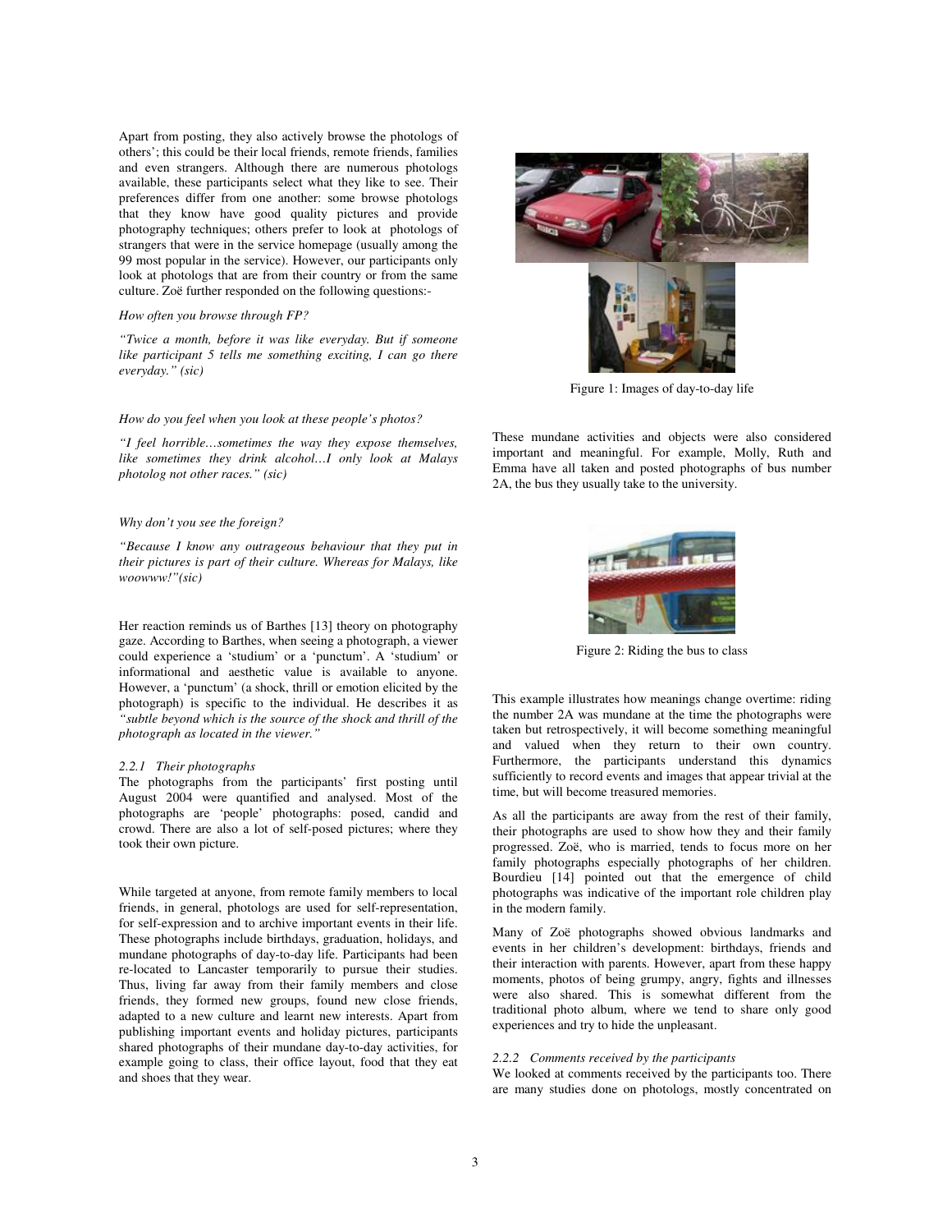Apart from posting, they also actively browse the photologs of others'; this could be their local friends, remote friends, families and even strangers. Although there are numerous photologs available, these participants select what they like to see. Their preferences differ from one another: some browse photologs that they know have good quality pictures and provide photography techniques; others prefer to look at photologs of strangers that were in the service homepage (usually among the 99 most popular in the service). However, our participants only look at photologs that are from their country or from the same culture. Zoë further responded on the following questions:-

*How often you browse through FP?*

*"Twice a month, before it was like everyday. But if someone like participant 5 tells me something exciting, I can go there everyday." (sic)*

*How do you feel when you look at these people's photos?*

*"I feel horrible…sometimes the way they expose themselves, like sometimes they drink alcohol…I only look at Malays photolog not other races." (sic)*

*Why don't you see the foreign?*

*"Because I know any outrageous behaviour that they put in their pictures is part of their culture. Whereas for Malays, like woowww!"(sic)*

Her reaction reminds us of Barthes [13] theory on photography gaze. According to Barthes, when seeing a photograph, a viewer could experience a 'studium' or a 'punctum'. A 'studium' or informational and aesthetic value is available to anyone. However, a 'punctum' (a shock, thrill or emotion elicited by the photograph) is specific to the individual. He describes it as *"subtle beyond which is the source of the shock and thrill of the photograph as located in the viewer."*

### 2.2.1 Their photographs

The photographs from the participants' first posting until August 2004 were quantified and analysed. Most of the photographs are 'people' photographs: posed, candid and crowd. There are also a lot of self-posed pictures; where they took their own picture.

While targeted at anyone, from remote family members to local friends, in general, photologs are used for self-representation, for self-expression and to archive important events in their life. These photographs include birthdays, graduation, holidays, and mundane photographs of day-to-day life. Participants had been re-located to Lancaster temporarily to pursue their studies. Thus, living far away from their family members and close friends, they formed new groups, found new close friends, adapted to a new culture and learnt new interests. Apart from publishing important events and holiday pictures, participants shared photographs of their mundane day-to-day activities, for example going to class, their office layout, food that they eat and shoes that they wear.

Figure 1: Images of day-to-day life

These mundane activities and objects were also considered important and meaningful. For example, Molly, Ruth and Emma have all taken and posted photographs of bus number 2A, the bus they usually take to the university.

Figure 2: Riding the bus to class

This example illustrates how meanings change overtime: riding the number 2A was mundane at the time the photographs were taken but retrospectively, it will become something meaningful and valued when they return to their own country. Furthermore, the participants understand this dynamics sufficiently to record events and images that appear trivial at the time, but will become treasured memories.

As all the participants are away from the rest of their family, their photographs are used to show how they and their family progressed. Zoë, who is married, tends to focus more on her family photographs especially photographs of her children. Bourdieu [14] pointed out that the emergence of child photographs was indicative of the important role children play in the modern family.

Many of Zoë photographs showed obvious landmarks and events in her children's development: birthdays, friends and their interaction with parents. However, apart from these happy moments, photos of being grumpy, angry, fights and illnesses were also shared. This is somewhat different from the traditional photo album, where we tend to share only good experiences and try to hide the unpleasant.

### 2.2.2 Comments received by the participants

We looked at comments received by the participants too. There are many studies done on photologs, mostly concentrated on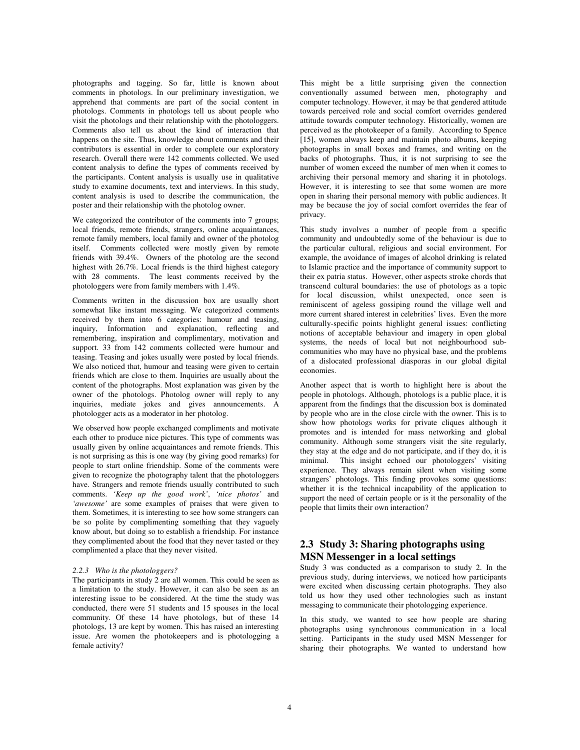photographs and tagging. So far, little is known about comments in photologs. In our preliminary investigation, we apprehend that comments are part of the social content in photologs. Comments in photologs tell us about people who visit the photologs and their relationship with the photologgers. Comments also tell us about the kind of interaction that happens on the site. Thus, knowledge about comments and their contributors is essential in order to complete our exploratory research. Overall there were 142 comments collected. We used content analysis to define the types of comments received by the participants. Content analysis is usually use in qualitative study to examine documents, text and interviews. In this study, content analysis is used to describe the communication, the poster and their relationship with the photolog owner.

We categorized the contributor of the comments into 7 groups; local friends, remote friends, strangers, online acquaintances, remote family members, local family and owner of the photolog itself. Comments collected were mostly given by remote friends with 39.4%. Owners of the photolog are the second highest with 26.7%. Local friends is the third highest category with 28 comments. The least comments received by the photologgers were from family members with 1.4%.

Comments written in the discussion box are usually short somewhat like instant messaging. We categorized comments received by them into 6 categories: humour and teasing, inquiry, Information and explanation, reflecting and remembering, inspiration and complimentary, motivation and support. 33 from 142 comments collected were humour and teasing. Teasing and jokes usually were posted by local friends. We also noticed that, humour and teasing were given to certain friends which are close to them. Inquiries are usually about the content of the photographs. Most explanation was given by the owner of the photologs. Photolog owner will reply to any inquiries, mediate jokes and gives announcements. A photologger acts as a moderator in her photolog.

We observed how people exchanged compliments and motivate each other to produce nice pictures. This type of comments was usually given by online acquaintances and remote friends. This is not surprising as this is one way (by giving good remarks) for people to start online friendship. Some of the comments were given to recognize the photography talent that the photologgers have. Strangers and remote friends usually contributed to such comments. *'Keep up the good work'*, *'nice photos'* and *'awesome'* are some examples of praises that were given to them. Sometimes, it is interesting to see how some strangers can be so polite by complimenting something that they vaguely know about, but doing so to establish a friendship. For instance they complimented about the food that they never tasted or they complimented a place that they never visited.

#### *2.2.3 Who is the photologgers?*

The participants in study 2 are all women. This could be seen as a limitation to the study. However, it can also be seen as an interesting issue to be considered. At the time the study was conducted, there were 51 students and 15 spouses in the local community. Of these 14 have photologs, but of these 14 photologs, 13 are kept by women. This has raised an interesting issue. Are women the photokeepers and is photologging a female activity?

This might be a little surprising given the connection conventionally assumed between men, photography and computer technology. However, it may be that gendered attitude towards perceived role and social comfort overrides gendered attitude towards computer technology. Historically, women are perceived as the photokeeper of a family. According to Spence [15], women always keep and maintain photo albums, keeping photographs in small boxes and frames, and writing on the backs of photographs. Thus, it is not surprising to see the number of women exceed the number of men when it comes to archiving their personal memory and sharing it in photologs. However, it is interesting to see that some women are more open in sharing their personal memory with public audiences. It may be because the joy of social comfort overrides the fear of privacy.

This study involves a number of people from a specific community and undoubtedly some of the behaviour is due to the particular cultural, religious and social environment. For example, the avoidance of images of alcohol drinking is related to Islamic practice and the importance of community support to their ex patria status. However, other aspects stroke chords that transcend cultural boundaries: the use of photologs as a topic for local discussion, whilst unexpected, once seen is reminiscent of ageless gossiping round the village well and more current shared interest in celebrities' lives. Even the more culturally-specific points highlight general issues: conflicting notions of acceptable behaviour and imagery in open global systems, the needs of local but not neighbourhood sub-communities who may have no physical base, and the problems of a dislocated professional diasporas in our global digital economies.

Another aspect that is worth to highlight here is about the people in photologs. Although, photologs is a public place, it is apparent from the findings that the discussion box is dominated by people who are in the close circle with the owner. This is to show how photologs works for private cliques although it promotes and is intended for mass networking and global community. Although some strangers visit the site regularly, they stay at the edge and do not participate, and if they do, it is minimal. This insight echoed our photologgers' visiting experience. They always remain silent when visiting some strangers' photologs. This finding provokes some questions: whether it is the technical incapability of the application to support the need of certain people or is it the personality of the people that limits their own interaction?

## 2.3 Study 3: Sharing photographs using MSN Messenger in a local settings

Study 3 was conducted as a comparison to study 2. In the previous study, during interviews, we noticed how participants were excited when discussing certain photographs. They also told us how they used other technologies such as instant messaging to communicate their photologging experience.

In this study, we wanted to see how people are sharing photographs using synchronous communication in a local setting. Participants in the study used MSN Messenger for sharing their photographs. We wanted to understand how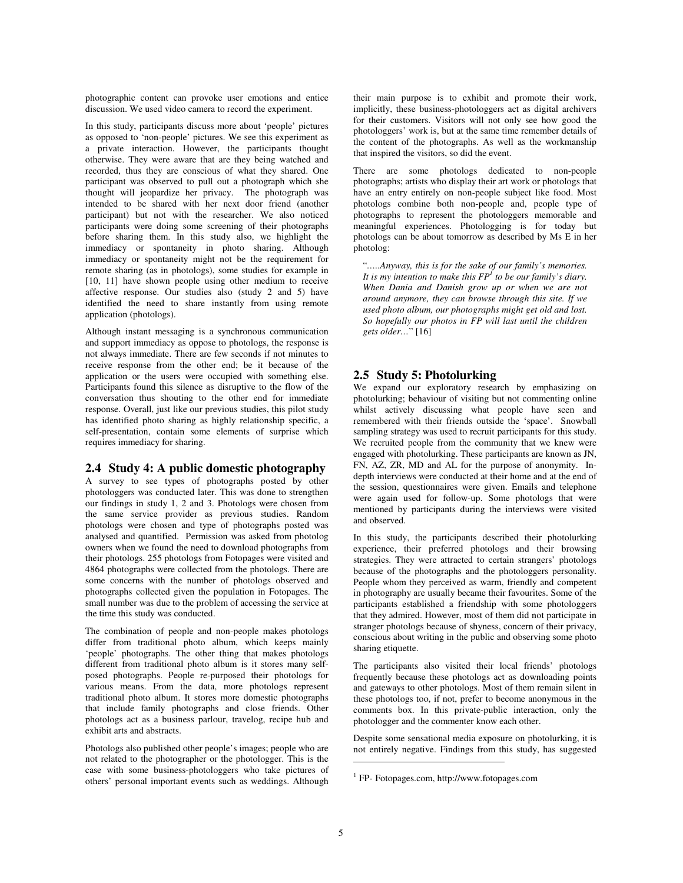photographic content can provoke user emotions and entice discussion. We used video camera to record the experiment.

In this study, participants discuss more about 'people' pictures as opposed to 'non-people' pictures. We see this experiment as a private interaction. However, the participants thought otherwise. They were aware that are they being watched and recorded, thus they are conscious of what they shared. One participant was observed to pull out a photograph which she thought will jeopardize her privacy. The photograph was intended to be shared with her next door friend (another participant) but not with the researcher. We also noticed participants were doing some screening of their photographs before sharing them. In this study also, we highlight the immediacy or spontaneity in photo sharing. Although immediacy or spontaneity might not be the requirement for remote sharing (as in photologs), some studies for example in [10, 11] have shown people using other medium to receive affective response. Our studies also (study 2 and 5) have identified the need to share instantly from using remote application (photologs).

Although instant messaging is a synchronous communication and support immediacy as oppose to photologs, the response is not always immediate. There are few seconds if not minutes to receive response from the other end; be it because of the application or the users were occupied with something else. Participants found this silence as disruptive to the flow of the conversation thus shouting to the other end for immediate response. Overall, just like our previous studies, this pilot study has identified photo sharing as highly relationship specific, a self-presentation, contain some elements of surprise which requires immediacy for sharing.

## 2.4 Study 4: A public domestic photography

A survey to see types of photographs posted by other photologgers was conducted later. This was done to strengthen our findings in study 1, 2 and 3. Photologs were chosen from the same service provider as previous studies. Random photologs were chosen and type of photographs posted was analysed and quantified. Permission was asked from photolog owners when we found the need to download photographs from their photologs. 255 photologs from Fotopages were visited and 4864 photographs were collected from the photologs. There are some concerns with the number of photologs observed and photographs collected given the population in Fotopages. The small number was due to the problem of accessing the service at the time this study was conducted.

The combination of people and non-people makes photologs differ from traditional photo album, which keeps mainly 'people' photographs. The other thing that makes photologs different from traditional photo album is it stores many self-posed photographs. People re-purposed their photologs for various means. From the data, more photologs represent traditional photo album. It stores more domestic photographs that include family photographs and close friends. Other photologs act as a business parlour, travelog, recipe hub and exhibit arts and abstracts.

Photologs also published other people's images; people who are not related to the photographer or the photologger. This is the case with some business-photologgers who take pictures of others' personal important events such as weddings. Although their main purpose is to exhibit and promote their work, implicitly, these business-photologgers act as digital archivers for their customers. Visitors will not only see how good the photologgers' work is, but at the same time remember details of the content of the photographs. As well as the workmanship that inspired the visitors, so did the event.

There are some photologs dedicated to non-people photographs; artists who display their art work or photologs that have an entry entirely on non-people subject like food. Most photologs combine both non-people and, people type of photographs to represent the photologgers memorable and meaningful experiences. Photologging is for today but photologs can be about tomorrow as described by Ms E in her photolog:

> "*.....Anyway, this is for the sake of our family's memories. It is my intention to make this FP[1] to be our family's diary. When Dania and Danish grow up or when we are not around anymore, they can browse through this site. If we used photo album, our photographs might get old and lost. So hopefully our photos in FP will last until the children gets older...*" [16]

## 2.5 Study 5: Photolurking

We expand our exploratory research by emphasizing on photolurking; behaviour of visiting but not commenting online whilst actively discussing what people have seen and remembered with their friends outside the 'space'. Snowball sampling strategy was used to recruit participants for this study. We recruited people from the community that we knew were engaged with photolurking. These participants are known as JN, FN, AZ, ZR, MD and AL for the purpose of anonymity. In-depth interviews were conducted at their home and at the end of the session, questionnaires were given. Emails and telephone were again used for follow-up. Some photologs that were mentioned by participants during the interviews were visited and observed.

In this study, the participants described their photolurking experience, their preferred photologs and their browsing strategies. They were attracted to certain strangers' photologs because of the photographs and the photologgers personality. People whom they perceived as warm, friendly and competent in photography are usually became their favourites. Some of the participants established a friendship with some photologgers that they admired. However, most of them did not participate in stranger photologs because of shyness, concern of their privacy, conscious about writing in the public and observing some photo sharing etiquette.

The participants also visited their local friends' photologs frequently because these photologs act as downloading points and gateways to other photologs. Most of them remain silent in these photologs too, if not, prefer to become anonymous in the comments box. In this private-public interaction, only the photologger and the commenter know each other.

Despite some sensational media exposure on photolurking, it is not entirely negative. Findings from this study, has suggested

---

[1] FP- Fotopages.com, http://www.fotopages.com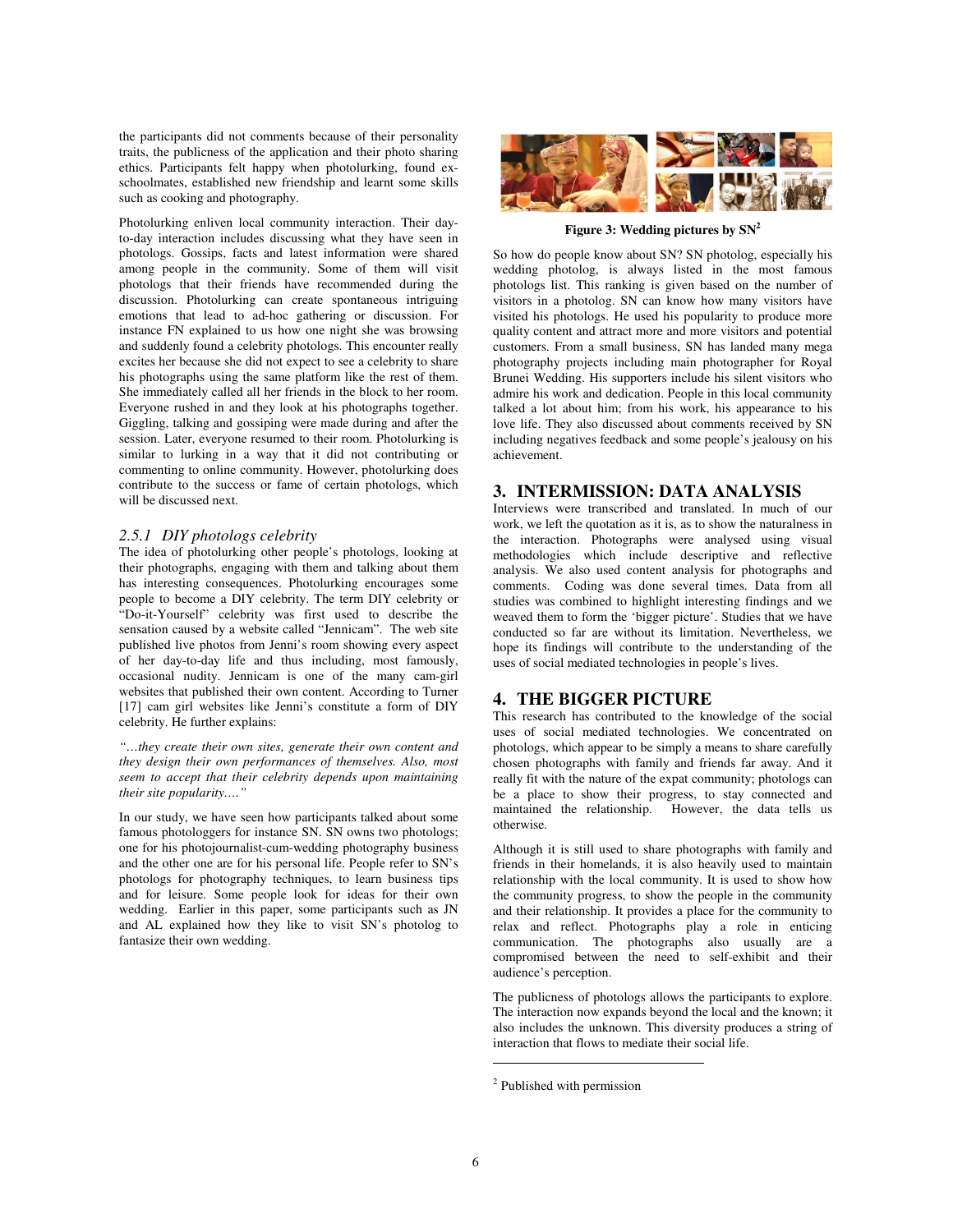the participants did not comments because of their personality traits, the publicness of the application and their photo sharing ethics. Participants felt happy when photolurking, found ex-schoolmates, established new friendship and learnt some skills such as cooking and photography.

Photolurking enliven local community interaction. Their day-to-day interaction includes discussing what they have seen in photologs. Gossips, facts and latest information were shared among people in the community. Some of them will visit photologs that their friends have recommended during the discussion. Photolurking can create spontaneous intriguing emotions that lead to ad-hoc gathering or discussion. For instance FN explained to us how one night she was browsing and suddenly found a celebrity photologs. This encounter really excites her because she did not expect to see a celebrity to share his photographs using the same platform like the rest of them. She immediately called all her friends in the block to her room. Everyone rushed in and they look at his photographs together. Giggling, talking and gossiping were made during and after the session. Later, everyone resumed to their room. Photolurking is similar to lurking in a way that it did not contributing or commenting to online community. However, photolurking does contribute to the success or fame of certain photologs, which will be discussed next.

### 2.5.1 DIY photologs celebrity

The idea of photolurking other people's photologs, looking at their photographs, engaging with them and talking about them has interesting consequences. Photolurking encourages some people to become a DIY celebrity. The term DIY celebrity or "Do-it-Yourself" celebrity was first used to describe the sensation caused by a website called "Jennicam". The web site published live photos from Jenni's room showing every aspect of her day-to-day life and thus including, most famously, occasional nudity. Jennicam is one of the many cam-girl websites that published their own content. According to Turner [17] cam girl websites like Jenni's constitute a form of DIY celebrity. He further explains:

*"…they create their own sites, generate their own content and they design their own performances of themselves. Also, most seem to accept that their celebrity depends upon maintaining their site popularity…."*

In our study, we have seen how participants talked about some famous photologgers for instance SN. SN owns two photologs; one for his photojournalist-cum-wedding photography business and the other one are for his personal life. People refer to SN's photologs for photography techniques, to learn business tips and for leisure. Some people look for ideas for their own wedding. Earlier in this paper, some participants such as JN and AL explained how they like to visit SN's photolog to fantasize their own wedding.

**Figure 3: Wedding pictures by SN[2]**

So how do people know about SN? SN photolog, especially his wedding photolog, is always listed in the most famous photologs list. This ranking is given based on the number of visitors in a photolog. SN can know how many visitors have visited his photologs. He used his popularity to produce more quality content and attract more and more visitors and potential customers. From a small business, SN has landed many mega photography projects including main photographer for Royal Brunei Wedding. His supporters include his silent visitors who admire his work and dedication. People in this local community talked a lot about him; from his work, his appearance to his love life. They also discussed about comments received by SN including negatives feedback and some people's jealousy on his achievement.

## 3. INTERMISSION: DATA ANALYSIS

Interviews were transcribed and translated. In much of our work, we left the quotation as it is, as to show the naturalness in the interaction. Photographs were analysed using visual methodologies which include descriptive and reflective analysis. We also used content analysis for photographs and comments. Coding was done several times. Data from all studies was combined to highlight interesting findings and we weaved them to form the 'bigger picture'. Studies that we have conducted so far are without its limitation. Nevertheless, we hope its findings will contribute to the understanding of the uses of social mediated technologies in people's lives.

## 4. THE BIGGER PICTURE

This research has contributed to the knowledge of the social uses of social mediated technologies. We concentrated on photologs, which appear to be simply a means to share carefully chosen photographs with family and friends far away. And it really fit with the nature of the expat community; photologs can be a place to show their progress, to stay connected and maintained the relationship. However, the data tells us otherwise.

Although it is still used to share photographs with family and friends in their homelands, it is also heavily used to maintain relationship with the local community. It is used to show how the community progress, to show the people in the community and their relationship. It provides a place for the community to relax and reflect. Photographs play a role in enticing communication. The photographs also usually are a compromised between the need to self-exhibit and their audience's perception.

The publicness of photologs allows the participants to explore. The interaction now expands beyond the local and the known; it also includes the unknown. This diversity produces a string of interaction that flows to mediate their social life.

---

[2] Published with permission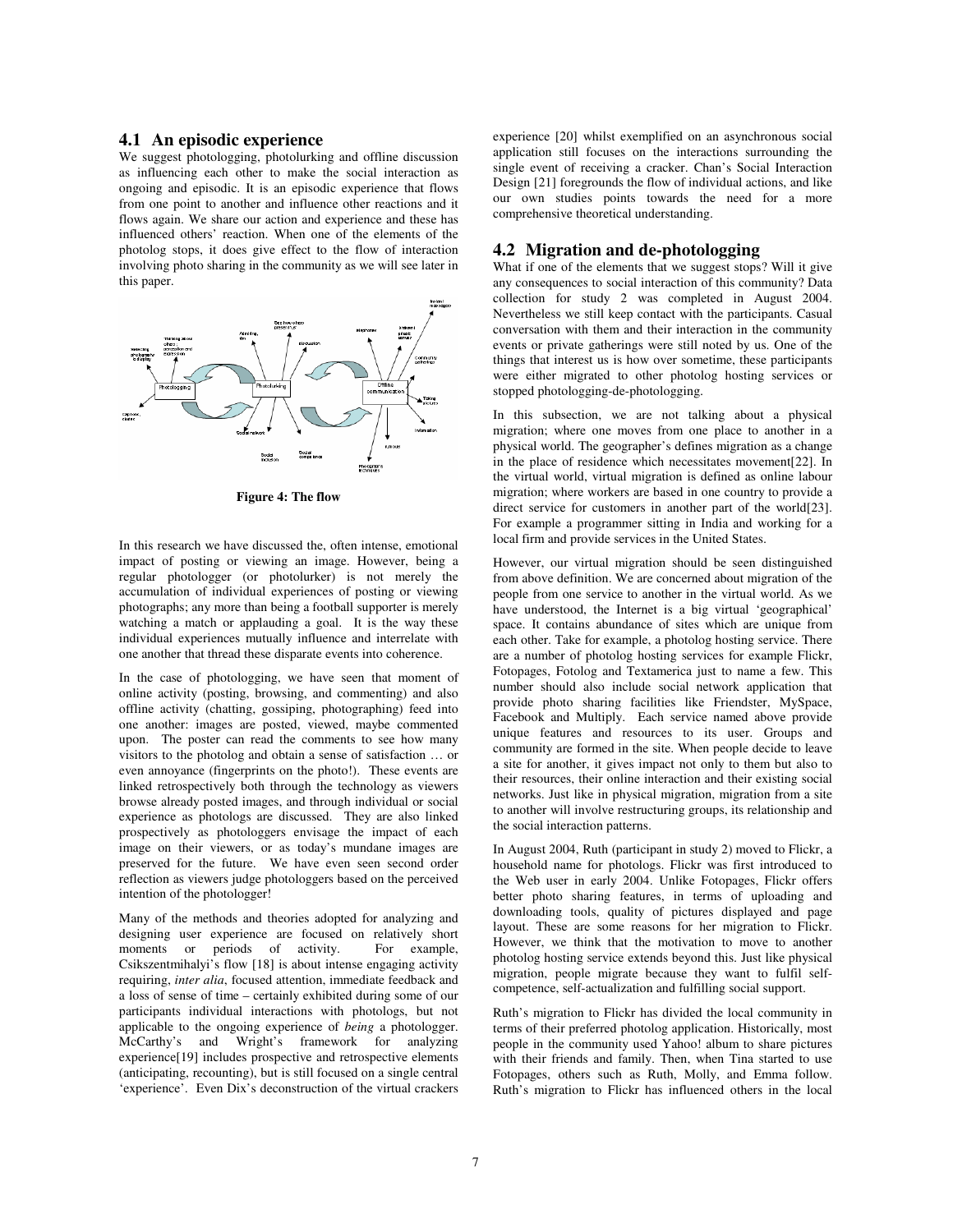## 4.1 An episodic experience

We suggest photologging, photolurking and offline discussion as influencing each other to make the social interaction as ongoing and episodic. It is an episodic experience that flows from one point to another and influence other reactions and it flows again. We share our action and experience and these has influenced others' reaction. When one of the elements of the photolog stops, it does give effect to the flow of interaction involving photo sharing in the community as we will see later in this paper.

**Figure 4: The flow**

In this research we have discussed the, often intense, emotional impact of posting or viewing an image. However, being a regular photologger (or photolurker) is not merely the accumulation of individual experiences of posting or viewing photographs; any more than being a football supporter is merely watching a match or applauding a goal. It is the way these individual experiences mutually influence and interrelate with one another that thread these disparate events into coherence.

In the case of photologging, we have seen that moment of online activity (posting, browsing, and commenting) and also offline activity (chatting, gossiping, photographing) feed into one another: images are posted, viewed, maybe commented upon. The poster can read the comments to see how many visitors to the photolog and obtain a sense of satisfaction … or even annoyance (fingerprints on the photo!). These events are linked retrospectively both through the technology as viewers browse already posted images, and through individual or social experience as photologs are discussed. They are also linked prospectively as photologgers envisage the impact of each image on their viewers, or as today's mundane images are preserved for the future. We have even seen second order reflection as viewers judge photologgers based on the perceived intention of the photologger!

Many of the methods and theories adopted for analyzing and designing user experience are focused on relatively short moments or periods of activity. For example, Csikszentmihalyi's flow [18] is about intense engaging activity requiring, *inter alia*, focused attention, immediate feedback and a loss of sense of time – certainly exhibited during some of our participants individual interactions with photologs, but not applicable to the ongoing experience of *being* a photologger. McCarthy's and Wright's framework for analyzing experience[19] includes prospective and retrospective elements (anticipating, recounting), but is still focused on a single central 'experience'. Even Dix's deconstruction of the virtual crackers experience [20] whilst exemplified on an asynchronous social application still focuses on the interactions surrounding the single event of receiving a cracker. Chan's Social Interaction Design [21] foregrounds the flow of individual actions, and like our own studies points towards the need for a more comprehensive theoretical understanding.

## 4.2 Migration and de-photologging

What if one of the elements that we suggest stops? Will it give any consequences to social interaction of this community? Data collection for study 2 was completed in August 2004. Nevertheless we still keep contact with the participants. Casual conversation with them and their interaction in the community events or private gatherings were still noted by us. One of the things that interest us is how over sometime, these participants were either migrated to other photolog hosting services or stopped photologging-de-photologging.

In this subsection, we are not talking about a physical migration; where one moves from one place to another in a physical world. The geographer's defines migration as a change in the place of residence which necessitates movement[22]. In the virtual world, virtual migration is defined as online labour migration; where workers are based in one country to provide a direct service for customers in another part of the world[23]. For example a programmer sitting in India and working for a local firm and provide services in the United States.

However, our virtual migration should be seen distinguished from above definition. We are concerned about migration of the people from one service to another in the virtual world. As we have understood, the Internet is a big virtual 'geographical' space. It contains abundance of sites which are unique from each other. Take for example, a photolog hosting service. There are a number of photolog hosting services for example Flickr, Fotopages, Fotolog and Textamerica just to name a few. This number should also include social network application that provide photo sharing facilities like Friendster, MySpace, Facebook and Multiply. Each service named above provide unique features and resources to its user. Groups and community are formed in the site. When people decide to leave a site for another, it gives impact not only to them but also to their resources, their online interaction and their existing social networks. Just like in physical migration, migration from a site to another will involve restructuring groups, its relationship and the social interaction patterns.

In August 2004, Ruth (participant in study 2) moved to Flickr, a household name for photologs. Flickr was first introduced to the Web user in early 2004. Unlike Fotopages, Flickr offers better photo sharing features, in terms of uploading and downloading tools, quality of pictures displayed and page layout. These are some reasons for her migration to Flickr. However, we think that the motivation to move to another photolog hosting service extends beyond this. Just like physical migration, people migrate because they want to fulfil self-competence, self-actualization and fulfilling social support.

Ruth's migration to Flickr has divided the local community in terms of their preferred photolog application. Historically, most people in the community used Yahoo! album to share pictures with their friends and family. Then, when Tina started to use Fotopages, others such as Ruth, Molly, and Emma follow. Ruth's migration to Flickr has influenced others in the local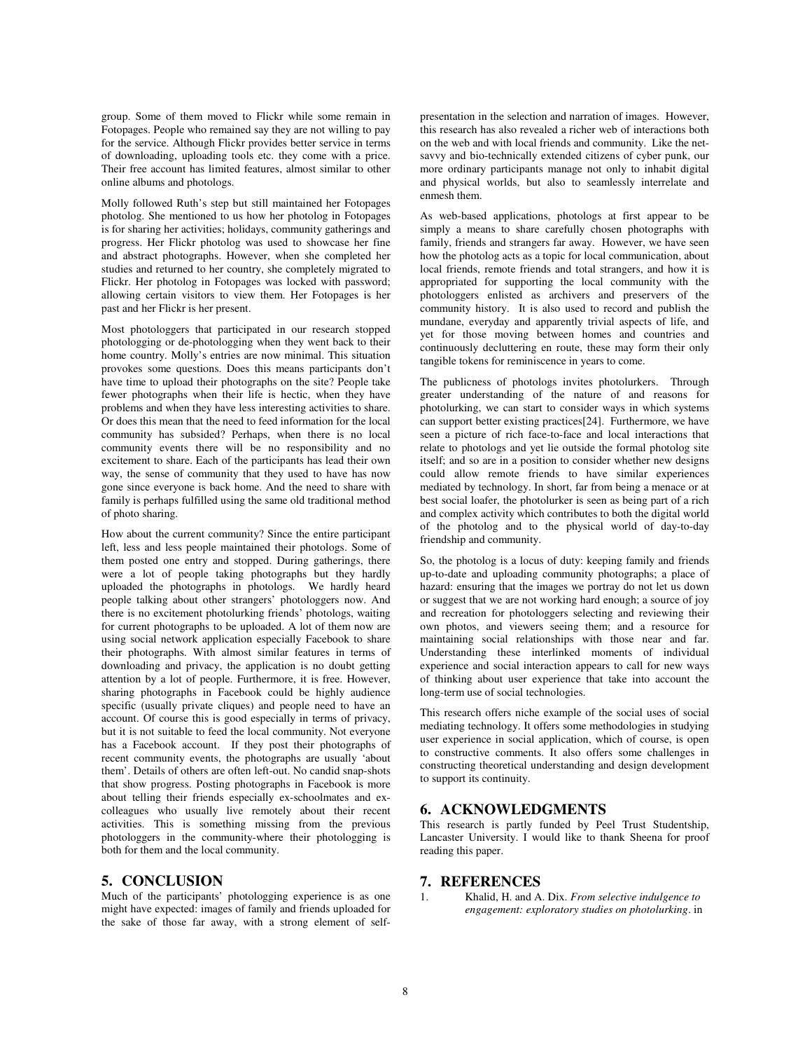group. Some of them moved to Flickr while some remain in Fotopages. People who remained say they are not willing to pay for the service. Although Flickr provides better service in terms of downloading, uploading tools etc. they come with a price. Their free account has limited features, almost similar to other online albums and photologs.

Molly followed Ruth's step but still maintained her Fotopages photolog. She mentioned to us how her photolog in Fotopages is for sharing her activities; holidays, community gatherings and progress. Her Flickr photolog was used to showcase her fine and abstract photographs. However, when she completed her studies and returned to her country, she completely migrated to Flickr. Her photolog in Fotopages was locked with password; allowing certain visitors to view them. Her Fotopages is her past and her Flickr is her present.

Most photologgers that participated in our research stopped photologging or de-photologging when they went back to their home country. Molly's entries are now minimal. This situation provokes some questions. Does this means participants don't have time to upload their photographs on the site? People take fewer photographs when their life is hectic, when they have problems and when they have less interesting activities to share. Or does this mean that the need to feed information for the local community has subsided? Perhaps, when there is no local community events there will be no responsibility and no excitement to share. Each of the participants has lead their own way, the sense of community that they used to have has now gone since everyone is back home. And the need to share with family is perhaps fulfilled using the same old traditional method of photo sharing.

How about the current community? Since the entire participant left, less and less people maintained their photologs. Some of them posted one entry and stopped. During gatherings, there were a lot of people taking photographs but they hardly uploaded the photographs in photologs. We hardly heard people talking about other strangers' photologgers now. And there is no excitement photolurking friends' photologs, waiting for current photographs to be uploaded. A lot of them now are using social network application especially Facebook to share their photographs. With almost similar features in terms of downloading and privacy, the application is no doubt getting attention by a lot of people. Furthermore, it is free. However, sharing photographs in Facebook could be highly audience specific (usually private cliques) and people need to have an account. Of course this is good especially in terms of privacy, but it is not suitable to feed the local community. Not everyone has a Facebook account. If they post their photographs of recent community events, the photographs are usually 'about them'. Details of others are often left-out. No candid snap-shots that show progress. Posting photographs in Facebook is more about telling their friends especially ex-schoolmates and ex-colleagues who usually live remotely about their recent activities. This is something missing from the previous photologgers in the community-where their photologging is both for them and the local community.

## 5. CONCLUSION

Much of the participants' photologging experience is as one might have expected: images of family and friends uploaded for the sake of those far away, with a strong element of self-presentation in the selection and narration of images. However, this research has also revealed a richer web of interactions both on the web and with local friends and community. Like the net-savvy and bio-technically extended citizens of cyber punk, our more ordinary participants manage not only to inhabit digital and physical worlds, but also to seamlessly interrelate and enmesh them.

As web-based applications, photologs at first appear to be simply a means to share carefully chosen photographs with family, friends and strangers far away. However, we have seen how the photolog acts as a topic for local communication, about local friends, remote friends and total strangers, and how it is appropriated for supporting the local community with the photologgers enlisted as archivers and preservers of the community history. It is also used to record and publish the mundane, everyday and apparently trivial aspects of life, and yet for those moving between homes and countries and continuously decluttering en route, these may form their only tangible tokens for reminiscence in years to come.

The publicness of photologs invites photolurkers. Through greater understanding of the nature of and reasons for photolurking, we can start to consider ways in which systems can support better existing practices[24]. Furthermore, we have seen a picture of rich face-to-face and local interactions that relate to photologs and yet lie outside the formal photolog site itself; and so are in a position to consider whether new designs could allow remote friends to have similar experiences mediated by technology. In short, far from being a menace or at best social loafer, the photolurker is seen as being part of a rich and complex activity which contributes to both the digital world of the photolog and to the physical world of day-to-day friendship and community.

So, the photolog is a locus of duty: keeping family and friends up-to-date and uploading community photographs; a place of hazard: ensuring that the images we portray do not let us down or suggest that we are not working hard enough; a source of joy and recreation for photologgers selecting and reviewing their own photos, and viewers seeing them; and a resource for maintaining social relationships with those near and far. Understanding these interlinked moments of individual experience and social interaction appears to call for new ways of thinking about user experience that take into account the long-term use of social technologies.

This research offers niche example of the social uses of social mediating technology. It offers some methodologies in studying user experience in social application, which of course, is open to constructive comments. It also offers some challenges in constructing theoretical understanding and design development to support its continuity.

## 6. ACKNOWLEDGMENTS

This research is partly funded by Peel Trust Studentship, Lancaster University. I would like to thank Sheena for proof reading this paper.

## 7. REFERENCES

1. Khalid, H. and A. Dix. *From selective indulgence to engagement: exploratory studies on photolurking*. in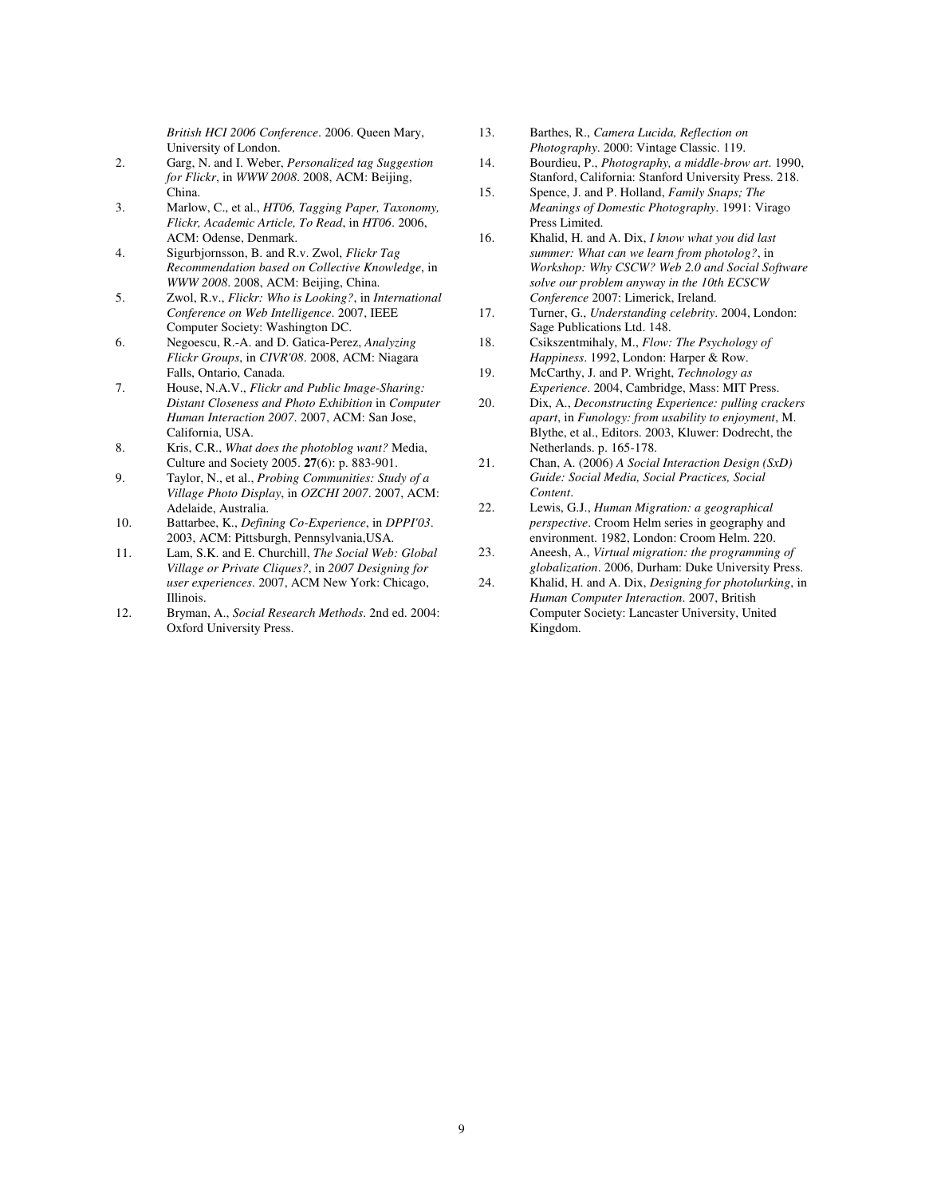*British HCI 2006 Conference*. 2006. Queen Mary, University of London.

2. Garg, N. and I. Weber, *Personalized tag Suggestion for Flickr*, in *WWW 2008*. 2008, ACM: Beijing, China.
3. Marlow, C., et al., *HT06, Tagging Paper, Taxonomy, Flickr, Academic Article, To Read*, in *HT06*. 2006, ACM: Odense, Denmark.
4. Sigurbjornsson, B. and R.v. Zwol, *Flickr Tag Recommendation based on Collective Knowledge*, in *WWW 2008*. 2008, ACM: Beijing, China.
5. Zwol, R.v., *Flickr: Who is Looking?*, in *International Conference on Web Intelligence*. 2007, IEEE Computer Society: Washington DC.
6. Negoescu, R.-A. and D. Gatica-Perez, *Analyzing Flickr Groups*, in *CIVR'08*. 2008, ACM: Niagara Falls, Ontario, Canada.
7. House, N.A.V., *Flickr and Public Image-Sharing: Distant Closeness and Photo Exhibition* in *Computer Human Interaction 2007*. 2007, ACM: San Jose, California, USA.
8. Kris, C.R., *What does the photoblog want?* Media, Culture and Society 2005. **27**(6): p. 883-901.
9. Taylor, N., et al., *Probing Communities: Study of a Village Photo Display*, in *OZCHI 2007*. 2007, ACM: Adelaide, Australia.
10. Battarbee, K., *Defining Co-Experience*, in *DPPI'03*. 2003, ACM: Pittsburgh, Pennsylvania,USA.
11. Lam, S.K. and E. Churchill, *The Social Web: Global Village or Private Cliques?*, in *2007 Designing for user experiences*. 2007, ACM New York: Chicago, Illinois.
12. Bryman, A., *Social Research Methods*. 2nd ed. 2004: Oxford University Press.
13. Barthes, R., *Camera Lucida, Reflection on Photography*. 2000: Vintage Classic. 119.
14. Bourdieu, P., *Photography, a middle-brow art*. 1990, Stanford, California: Stanford University Press. 218.
15. Spence, J. and P. Holland, *Family Snaps; The Meanings of Domestic Photography*. 1991: Virago Press Limited.
16. Khalid, H. and A. Dix, *I know what you did last summer: What can we learn from photolog?*, in *Workshop: Why CSCW? Web 2.0 and Social Software solve our problem anyway in the 10th ECSCW Conference* 2007: Limerick, Ireland.
17. Turner, G., *Understanding celebrity*. 2004, London: Sage Publications Ltd. 148.
18. Csikszentmihaly, M., *Flow: The Psychology of Happiness*. 1992, London: Harper & Row.
19. McCarthy, J. and P. Wright, *Technology as Experience*. 2004, Cambridge, Mass: MIT Press.
20. Dix, A., *Deconstructing Experience: pulling crackers apart*, in *Funology: from usability to enjoyment*, M. Blythe, et al., Editors. 2003, Kluwer: Dodrecht, the Netherlands. p. 165-178.
21. Chan, A. (2006) *A Social Interaction Design (SxD) Guide: Social Media, Social Practices, Social Content*.
22. Lewis, G.J., *Human Migration: a geographical perspective*. Croom Helm series in geography and environment. 1982, London: Croom Helm. 220.
23. Aneesh, A., *Virtual migration: the programming of globalization*. 2006, Durham: Duke University Press.
24. Khalid, H. and A. Dix, *Designing for photolurking*, in *Human Computer Interaction*. 2007, British Computer Society: Lancaster University, United Kingdom.